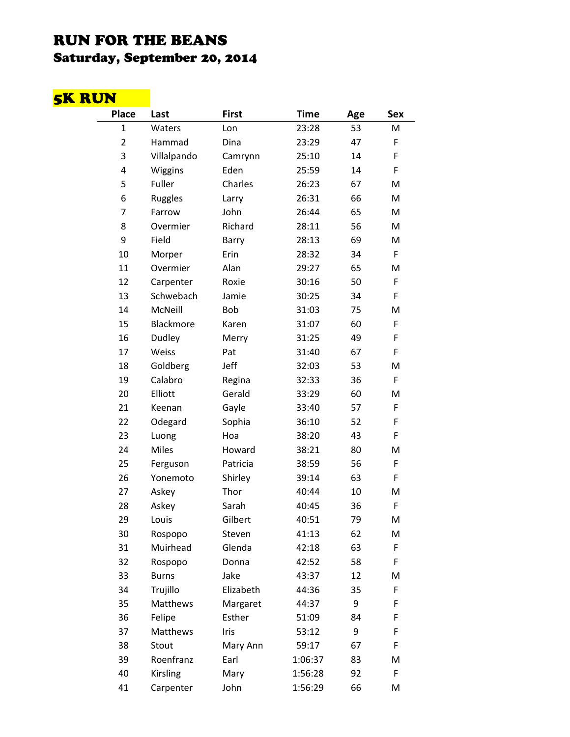# RUN FOR THE BEANS

## Saturday, September 20, 2014

## 5K RUN

| Place | Last | First | Time | Age | Sex |
|---|---|---|---|---|---|
| 1 | Waters | Lon | 23:28 | 53 | M |
| 2 | Hammad | Dina | 23:29 | 47 | F |
| 3 | Villalpando | Camrynn | 25:10 | 14 | F |
| 4 | Wiggins | Eden | 25:59 | 14 | F |
| 5 | Fuller | Charles | 26:23 | 67 | M |
| 6 | Ruggles | Larry | 26:31 | 66 | M |
| 7 | Farrow | John | 26:44 | 65 | M |
| 8 | Overmier | Richard | 28:11 | 56 | M |
| 9 | Field | Barry | 28:13 | 69 | M |
| 10 | Morper | Erin | 28:32 | 34 | F |
| 11 | Overmier | Alan | 29:27 | 65 | M |
| 12 | Carpenter | Roxie | 30:16 | 50 | F |
| 13 | Schwebach | Jamie | 30:25 | 34 | F |
| 14 | McNeill | Bob | 31:03 | 75 | M |
| 15 | Blackmore | Karen | 31:07 | 60 | F |
| 16 | Dudley | Merry | 31:25 | 49 | F |
| 17 | Weiss | Pat | 31:40 | 67 | F |
| 18 | Goldberg | Jeff | 32:03 | 53 | M |
| 19 | Calabro | Regina | 32:33 | 36 | F |
| 20 | Elliott | Gerald | 33:29 | 60 | M |
| 21 | Keenan | Gayle | 33:40 | 57 | F |
| 22 | Odegard | Sophia | 36:10 | 52 | F |
| 23 | Luong | Hoa | 38:20 | 43 | F |
| 24 | Miles | Howard | 38:21 | 80 | M |
| 25 | Ferguson | Patricia | 38:59 | 56 | F |
| 26 | Yonemoto | Shirley | 39:14 | 63 | F |
| 27 | Askey | Thor | 40:44 | 10 | M |
| 28 | Askey | Sarah | 40:45 | 36 | F |
| 29 | Louis | Gilbert | 40:51 | 79 | M |
| 30 | Rospopo | Steven | 41:13 | 62 | M |
| 31 | Muirhead | Glenda | 42:18 | 63 | F |
| 32 | Rospopo | Donna | 42:52 | 58 | F |
| 33 | Burns | Jake | 43:37 | 12 | M |
| 34 | Trujillo | Elizabeth | 44:36 | 35 | F |
| 35 | Matthews | Margaret | 44:37 | 9 | F |
| 36 | Felipe | Esther | 51:09 | 84 | F |
| 37 | Matthews | Iris | 53:12 | 9 | F |
| 38 | Stout | Mary Ann | 59:17 | 67 | F |
| 39 | Roenfranz | Earl | 1:06:37 | 83 | M |
| 40 | Kirsling | Mary | 1:56:28 | 92 | F |
| 41 | Carpenter | John | 1:56:29 | 66 | M |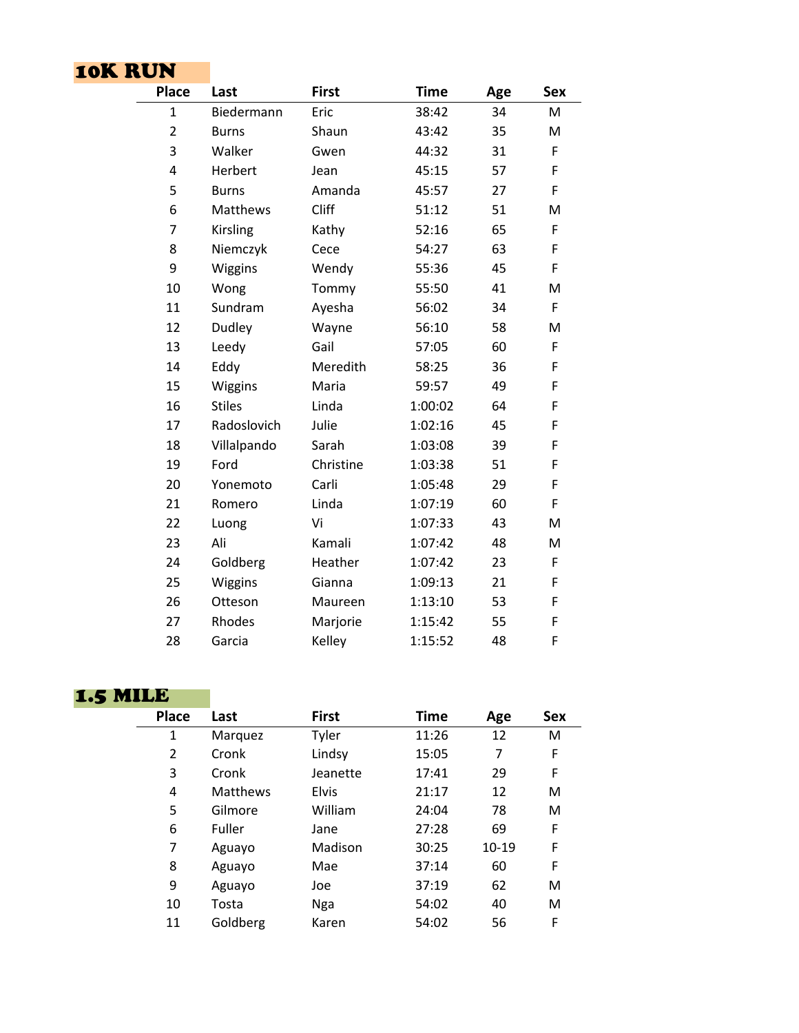## 10K RUN

| Place | Last | First | Time | Age | Sex |
|---|---|---|---|---|---|
| 1 | Biedermann | Eric | 38:42 | 34 | M |
| 2 | Burns | Shaun | 43:42 | 35 | M |
| 3 | Walker | Gwen | 44:32 | 31 | F |
| 4 | Herbert | Jean | 45:15 | 57 | F |
| 5 | Burns | Amanda | 45:57 | 27 | F |
| 6 | Matthews | Cliff | 51:12 | 51 | M |
| 7 | Kirsling | Kathy | 52:16 | 65 | F |
| 8 | Niemczyk | Cece | 54:27 | 63 | F |
| 9 | Wiggins | Wendy | 55:36 | 45 | F |
| 10 | Wong | Tommy | 55:50 | 41 | M |
| 11 | Sundram | Ayesha | 56:02 | 34 | F |
| 12 | Dudley | Wayne | 56:10 | 58 | M |
| 13 | Leedy | Gail | 57:05 | 60 | F |
| 14 | Eddy | Meredith | 58:25 | 36 | F |
| 15 | Wiggins | Maria | 59:57 | 49 | F |
| 16 | Stiles | Linda | 1:00:02 | 64 | F |
| 17 | Radoslovich | Julie | 1:02:16 | 45 | F |
| 18 | Villalpando | Sarah | 1:03:08 | 39 | F |
| 19 | Ford | Christine | 1:03:38 | 51 | F |
| 20 | Yonemoto | Carli | 1:05:48 | 29 | F |
| 21 | Romero | Linda | 1:07:19 | 60 | F |
| 22 | Luong | Vi | 1:07:33 | 43 | M |
| 23 | Ali | Kamali | 1:07:42 | 48 | M |
| 24 | Goldberg | Heather | 1:07:42 | 23 | F |
| 25 | Wiggins | Gianna | 1:09:13 | 21 | F |
| 26 | Otteson | Maureen | 1:13:10 | 53 | F |
| 27 | Rhodes | Marjorie | 1:15:42 | 55 | F |
| 28 | Garcia | Kelley | 1:15:52 | 48 | F |

## 1.5 MILE

| Place | Last | First | Time | Age | Sex |
|---|---|---|---|---|---|
| 1 | Marquez | Tyler | 11:26 | 12 | M |
| 2 | Cronk | Lindsy | 15:05 | 7 | F |
| 3 | Cronk | Jeanette | 17:41 | 29 | F |
| 4 | Matthews | Elvis | 21:17 | 12 | M |
| 5 | Gilmore | William | 24:04 | 78 | M |
| 6 | Fuller | Jane | 27:28 | 69 | F |
| 7 | Aguayo | Madison | 30:25 | 10-19 | F |
| 8 | Aguayo | Mae | 37:14 | 60 | F |
| 9 | Aguayo | Joe | 37:19 | 62 | M |
| 10 | Tosta | Nga | 54:02 | 40 | M |
| 11 | Goldberg | Karen | 54:02 | 56 | F |